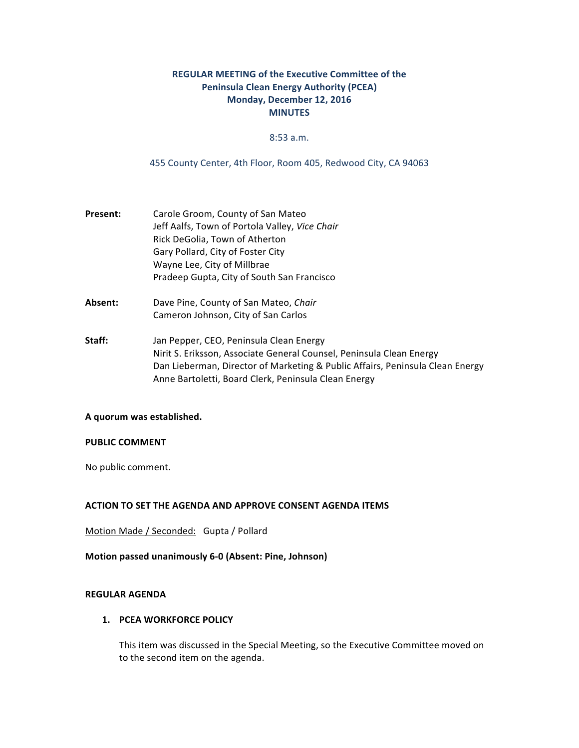# REGULAR MEETING of the Executive Committee of the Peninsula Clean Energy Authority (PCEA)
## Monday, December 12, 2016
## MINUTES

8:53 a.m.

455 County Center, 4th Floor, Room 405, Redwood City, CA 94063

**Present:**
Carole Groom, County of San Mateo
Jeff Aalfs, Town of Portola Valley, *Vice Chair*
Rick DeGolia, Town of Atherton
Gary Pollard, City of Foster City
Wayne Lee, City of Millbrae
Pradeep Gupta, City of South San Francisco

**Absent:**
Dave Pine, County of San Mateo, *Chair*
Cameron Johnson, City of San Carlos

**Staff:**
Jan Pepper, CEO, Peninsula Clean Energy
Nirit S. Eriksson, Associate General Counsel, Peninsula Clean Energy
Dan Lieberman, Director of Marketing & Public Affairs, Peninsula Clean Energy
Anne Bartoletti, Board Clerk, Peninsula Clean Energy

**A quorum was established.**

**PUBLIC COMMENT**

No public comment.

**ACTION TO SET THE AGENDA AND APPROVE CONSENT AGENDA ITEMS**

Motion Made / Seconded: Gupta / Pollard

**Motion passed unanimously 6-0 (Absent: Pine, Johnson)**

**REGULAR AGENDA**

1. **PCEA WORKFORCE POLICY**

   This item was discussed in the Special Meeting, so the Executive Committee moved on to the second item on the agenda.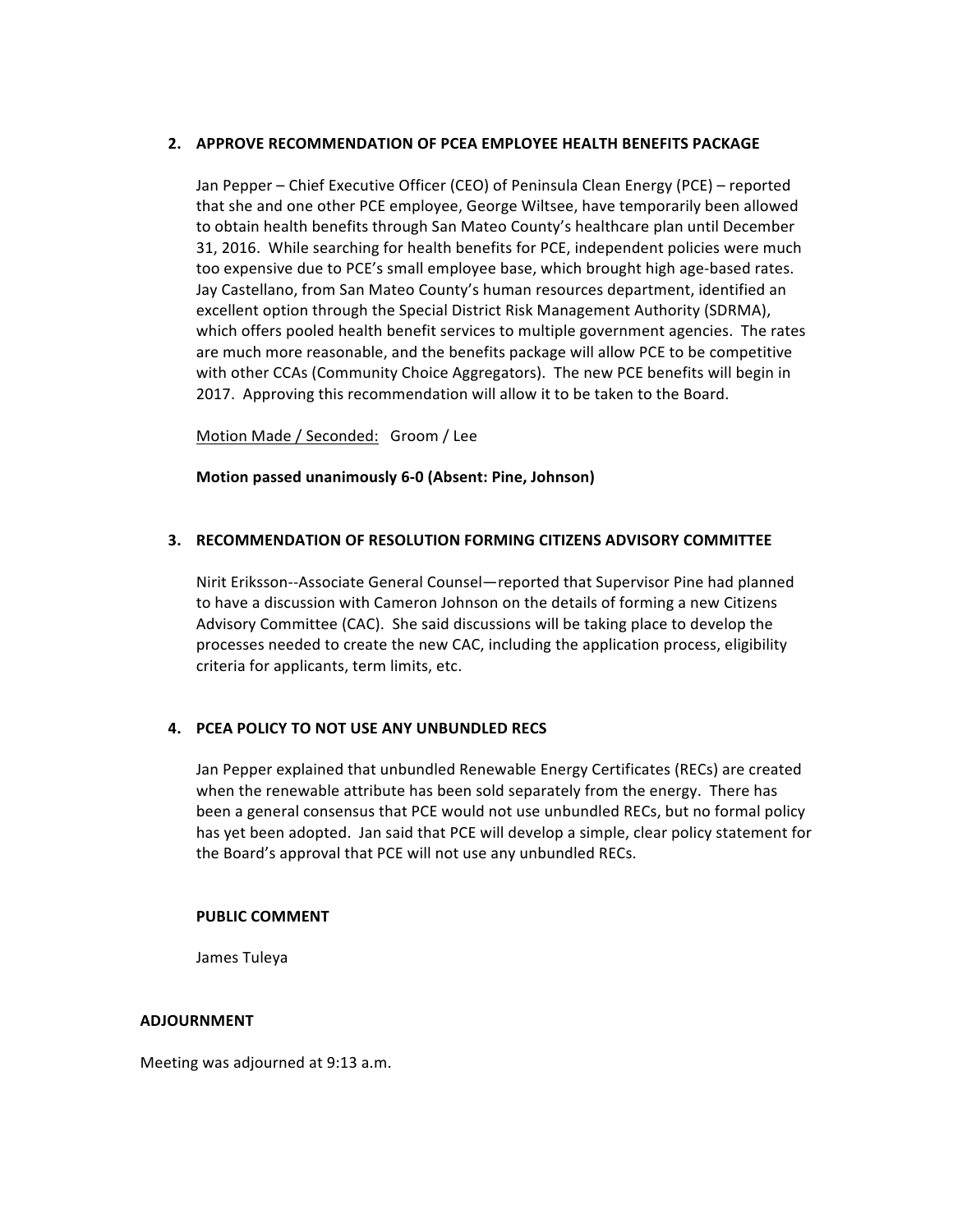## 2. APPROVE RECOMMENDATION OF PCEA EMPLOYEE HEALTH BENEFITS PACKAGE

Jan Pepper – Chief Executive Officer (CEO) of Peninsula Clean Energy (PCE) – reported that she and one other PCE employee, George Wiltsee, have temporarily been allowed to obtain health benefits through San Mateo County's healthcare plan until December 31, 2016. While searching for health benefits for PCE, independent policies were much too expensive due to PCE's small employee base, which brought high age-based rates. Jay Castellano, from San Mateo County's human resources department, identified an excellent option through the Special District Risk Management Authority (SDRMA), which offers pooled health benefit services to multiple government agencies. The rates are much more reasonable, and the benefits package will allow PCE to be competitive with other CCAs (Community Choice Aggregators). The new PCE benefits will begin in 2017. Approving this recommendation will allow it to be taken to the Board.

<u>Motion Made / Seconded:</u> Groom / Lee

**Motion passed unanimously 6-0 (Absent: Pine, Johnson)**

## 3. RECOMMENDATION OF RESOLUTION FORMING CITIZENS ADVISORY COMMITTEE

Nirit Eriksson--Associate General Counsel—reported that Supervisor Pine had planned to have a discussion with Cameron Johnson on the details of forming a new Citizens Advisory Committee (CAC). She said discussions will be taking place to develop the processes needed to create the new CAC, including the application process, eligibility criteria for applicants, term limits, etc.

## 4. PCEA POLICY TO NOT USE ANY UNBUNDLED RECS

Jan Pepper explained that unbundled Renewable Energy Certificates (RECs) are created when the renewable attribute has been sold separately from the energy. There has been a general consensus that PCE would not use unbundled RECs, but no formal policy has yet been adopted. Jan said that PCE will develop a simple, clear policy statement for the Board's approval that PCE will not use any unbundled RECs.

**PUBLIC COMMENT**

James Tuleya

**ADJOURNMENT**

Meeting was adjourned at 9:13 a.m.